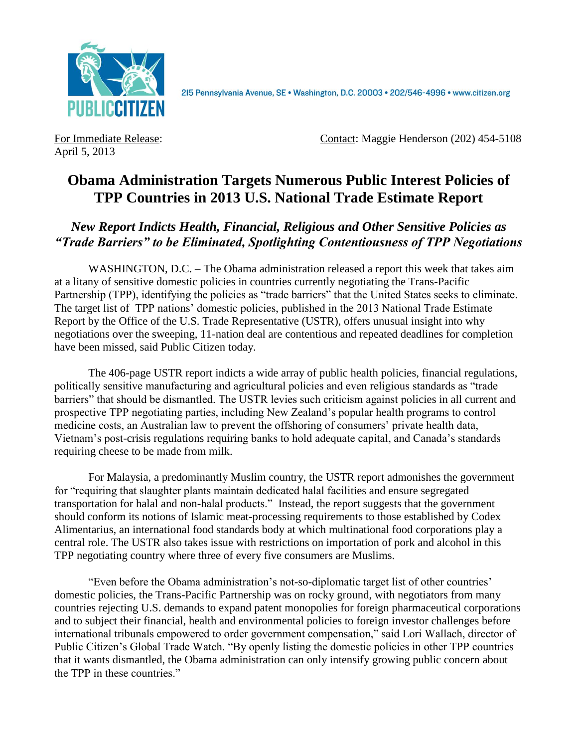PUBLIC CITIZEN

215 Pennsylvania Avenue, SE • Washington, D.C. 20003 • 202/546-4996 • www.citizen.org

For Immediate Release:
April 5, 2013

Contact: Maggie Henderson (202) 454-5108

# Obama Administration Targets Numerous Public Interest Policies of TPP Countries in 2013 U.S. National Trade Estimate Report

## *New Report Indicts Health, Financial, Religious and Other Sensitive Policies as "Trade Barriers" to be Eliminated, Spotlighting Contentiousness of TPP Negotiations*

WASHINGTON, D.C. – The Obama administration released a report this week that takes aim at a litany of sensitive domestic policies in countries currently negotiating the Trans-Pacific Partnership (TPP), identifying the policies as "trade barriers" that the United States seeks to eliminate. The target list of TPP nations' domestic policies, published in the 2013 National Trade Estimate Report by the Office of the U.S. Trade Representative (USTR), offers unusual insight into why negotiations over the sweeping, 11-nation deal are contentious and repeated deadlines for completion have been missed, said Public Citizen today.

The 406-page USTR report indicts a wide array of public health policies, financial regulations, politically sensitive manufacturing and agricultural policies and even religious standards as "trade barriers" that should be dismantled. The USTR levies such criticism against policies in all current and prospective TPP negotiating parties, including New Zealand's popular health programs to control medicine costs, an Australian law to prevent the offshoring of consumers' private health data, Vietnam's post-crisis regulations requiring banks to hold adequate capital, and Canada's standards requiring cheese to be made from milk.

For Malaysia, a predominantly Muslim country, the USTR report admonishes the government for "requiring that slaughter plants maintain dedicated halal facilities and ensure segregated transportation for halal and non-halal products." Instead, the report suggests that the government should conform its notions of Islamic meat-processing requirements to those established by Codex Alimentarius, an international food standards body at which multinational food corporations play a central role. The USTR also takes issue with restrictions on importation of pork and alcohol in this TPP negotiating country where three of every five consumers are Muslims.

"Even before the Obama administration's not-so-diplomatic target list of other countries' domestic policies, the Trans-Pacific Partnership was on rocky ground, with negotiators from many countries rejecting U.S. demands to expand patent monopolies for foreign pharmaceutical corporations and to subject their financial, health and environmental policies to foreign investor challenges before international tribunals empowered to order government compensation," said Lori Wallach, director of Public Citizen's Global Trade Watch. "By openly listing the domestic policies in other TPP countries that it wants dismantled, the Obama administration can only intensify growing public concern about the TPP in these countries."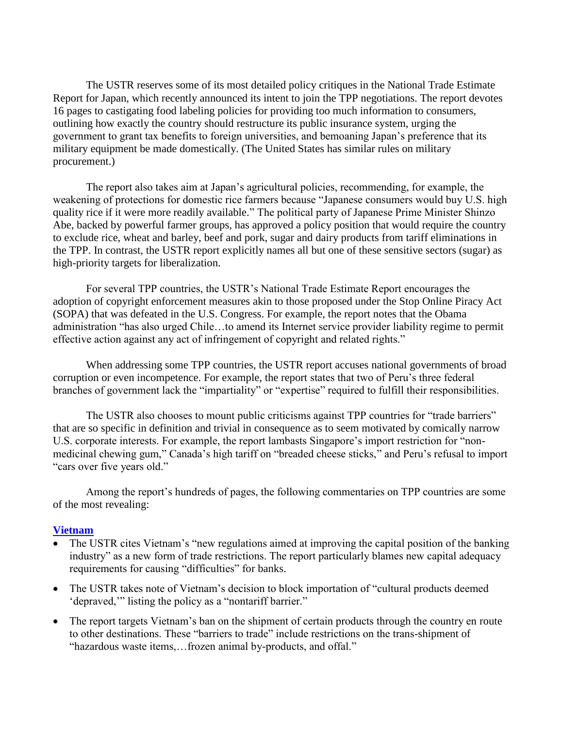The USTR reserves some of its most detailed policy critiques in the National Trade Estimate Report for Japan, which recently announced its intent to join the TPP negotiations. The report devotes 16 pages to castigating food labeling policies for providing too much information to consumers, outlining how exactly the country should restructure its public insurance system, urging the government to grant tax benefits to foreign universities, and bemoaning Japan's preference that its military equipment be made domestically. (The United States has similar rules on military procurement.)

The report also takes aim at Japan's agricultural policies, recommending, for example, the weakening of protections for domestic rice farmers because "Japanese consumers would buy U.S. high quality rice if it were more readily available." The political party of Japanese Prime Minister Shinzo Abe, backed by powerful farmer groups, has approved a policy position that would require the country to exclude rice, wheat and barley, beef and pork, sugar and dairy products from tariff eliminations in the TPP. In contrast, the USTR report explicitly names all but one of these sensitive sectors (sugar) as high-priority targets for liberalization.

For several TPP countries, the USTR's National Trade Estimate Report encourages the adoption of copyright enforcement measures akin to those proposed under the Stop Online Piracy Act (SOPA) that was defeated in the U.S. Congress. For example, the report notes that the Obama administration "has also urged Chile…to amend its Internet service provider liability regime to permit effective action against any act of infringement of copyright and related rights."

When addressing some TPP countries, the USTR report accuses national governments of broad corruption or even incompetence. For example, the report states that two of Peru's three federal branches of government lack the "impartiality" or "expertise" required to fulfill their responsibilities.

The USTR also chooses to mount public criticisms against TPP countries for "trade barriers" that are so specific in definition and trivial in consequence as to seem motivated by comically narrow U.S. corporate interests. For example, the report lambasts Singapore's import restriction for "non-medicinal chewing gum," Canada's high tariff on "breaded cheese sticks," and Peru's refusal to import "cars over five years old."

Among the report's hundreds of pages, the following commentaries on TPP countries are some of the most revealing:

### Vietnam

- The USTR cites Vietnam's "new regulations aimed at improving the capital position of the banking industry" as a new form of trade restrictions. The report particularly blames new capital adequacy requirements for causing "difficulties" for banks.
- The USTR takes note of Vietnam's decision to block importation of "cultural products deemed 'depraved,'" listing the policy as a "nontariff barrier."
- The report targets Vietnam's ban on the shipment of certain products through the country en route to other destinations. These "barriers to trade" include restrictions on the trans-shipment of "hazardous waste items,…frozen animal by-products, and offal."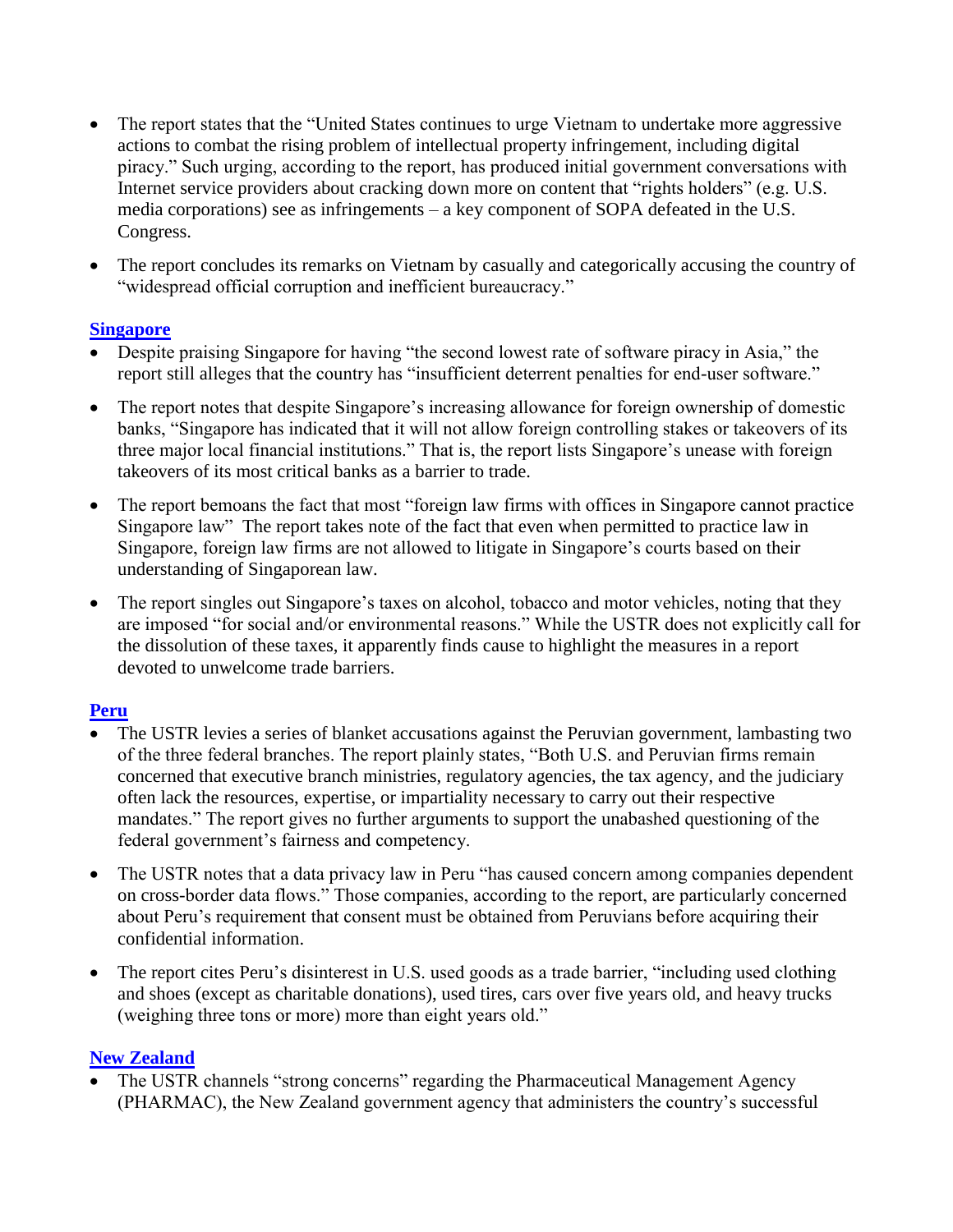- The report states that the "United States continues to urge Vietnam to undertake more aggressive actions to combat the rising problem of intellectual property infringement, including digital piracy." Such urging, according to the report, has produced initial government conversations with Internet service providers about cracking down more on content that "rights holders" (e.g. U.S. media corporations) see as infringements – a key component of SOPA defeated in the U.S. Congress.

- The report concludes its remarks on Vietnam by casually and categorically accusing the country of "widespread official corruption and inefficient bureaucracy."

**Singapore**

- Despite praising Singapore for having "the second lowest rate of software piracy in Asia," the report still alleges that the country has "insufficient deterrent penalties for end-user software."

- The report notes that despite Singapore's increasing allowance for foreign ownership of domestic banks, "Singapore has indicated that it will not allow foreign controlling stakes or takeovers of its three major local financial institutions." That is, the report lists Singapore's unease with foreign takeovers of its most critical banks as a barrier to trade.

- The report bemoans the fact that most "foreign law firms with offices in Singapore cannot practice Singapore law" The report takes note of the fact that even when permitted to practice law in Singapore, foreign law firms are not allowed to litigate in Singapore's courts based on their understanding of Singaporean law.

- The report singles out Singapore's taxes on alcohol, tobacco and motor vehicles, noting that they are imposed "for social and/or environmental reasons." While the USTR does not explicitly call for the dissolution of these taxes, it apparently finds cause to highlight the measures in a report devoted to unwelcome trade barriers.

**Peru**

- The USTR levies a series of blanket accusations against the Peruvian government, lambasting two of the three federal branches. The report plainly states, "Both U.S. and Peruvian firms remain concerned that executive branch ministries, regulatory agencies, the tax agency, and the judiciary often lack the resources, expertise, or impartiality necessary to carry out their respective mandates." The report gives no further arguments to support the unabashed questioning of the federal government's fairness and competency.

- The USTR notes that a data privacy law in Peru "has caused concern among companies dependent on cross-border data flows." Those companies, according to the report, are particularly concerned about Peru's requirement that consent must be obtained from Peruvians before acquiring their confidential information.

- The report cites Peru's disinterest in U.S. used goods as a trade barrier, "including used clothing and shoes (except as charitable donations), used tires, cars over five years old, and heavy trucks (weighing three tons or more) more than eight years old."

**New Zealand**

- The USTR channels "strong concerns" regarding the Pharmaceutical Management Agency (PHARMAC), the New Zealand government agency that administers the country's successful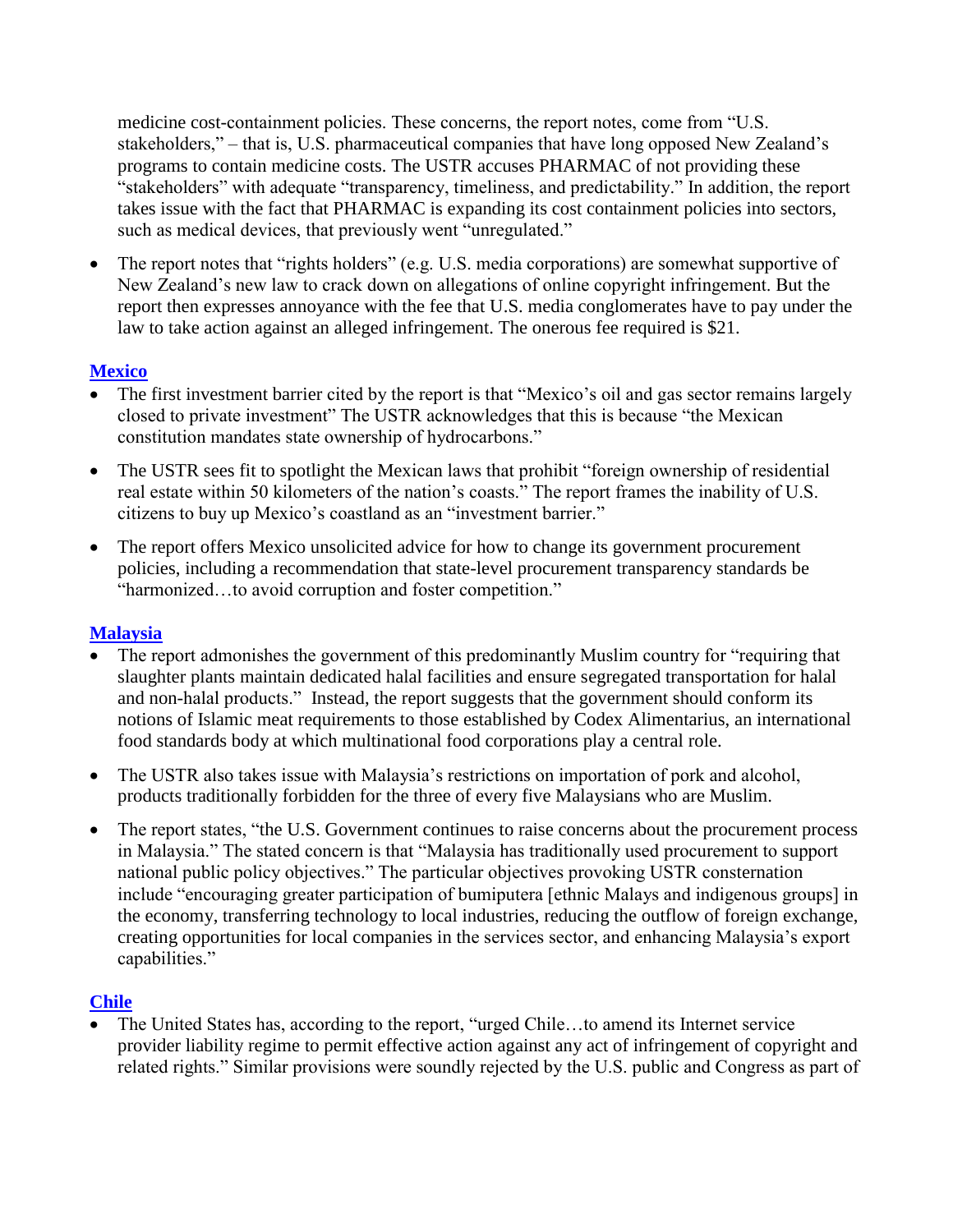medicine cost-containment policies. These concerns, the report notes, come from "U.S. stakeholders," – that is, U.S. pharmaceutical companies that have long opposed New Zealand's programs to contain medicine costs. The USTR accuses PHARMAC of not providing these "stakeholders" with adequate "transparency, timeliness, and predictability." In addition, the report takes issue with the fact that PHARMAC is expanding its cost containment policies into sectors, such as medical devices, that previously went "unregulated."

- The report notes that "rights holders" (e.g. U.S. media corporations) are somewhat supportive of New Zealand's new law to crack down on allegations of online copyright infringement. But the report then expresses annoyance with the fee that U.S. media conglomerates have to pay under the law to take action against an alleged infringement. The onerous fee required is $21.

### Mexico

- The first investment barrier cited by the report is that "Mexico's oil and gas sector remains largely closed to private investment" The USTR acknowledges that this is because "the Mexican constitution mandates state ownership of hydrocarbons."
- The USTR sees fit to spotlight the Mexican laws that prohibit "foreign ownership of residential real estate within 50 kilometers of the nation's coasts." The report frames the inability of U.S. citizens to buy up Mexico's coastland as an "investment barrier."
- The report offers Mexico unsolicited advice for how to change its government procurement policies, including a recommendation that state-level procurement transparency standards be "harmonized…to avoid corruption and foster competition."

### Malaysia

- The report admonishes the government of this predominantly Muslim country for "requiring that slaughter plants maintain dedicated halal facilities and ensure segregated transportation for halal and non-halal products." Instead, the report suggests that the government should conform its notions of Islamic meat requirements to those established by Codex Alimentarius, an international food standards body at which multinational food corporations play a central role.
- The USTR also takes issue with Malaysia's restrictions on importation of pork and alcohol, products traditionally forbidden for the three of every five Malaysians who are Muslim.
- The report states, "the U.S. Government continues to raise concerns about the procurement process in Malaysia." The stated concern is that "Malaysia has traditionally used procurement to support national public policy objectives." The particular objectives provoking USTR consternation include "encouraging greater participation of bumiputera [ethnic Malays and indigenous groups] in the economy, transferring technology to local industries, reducing the outflow of foreign exchange, creating opportunities for local companies in the services sector, and enhancing Malaysia's export capabilities."

### Chile

- The United States has, according to the report, "urged Chile…to amend its Internet service provider liability regime to permit effective action against any act of infringement of copyright and related rights." Similar provisions were soundly rejected by the U.S. public and Congress as part of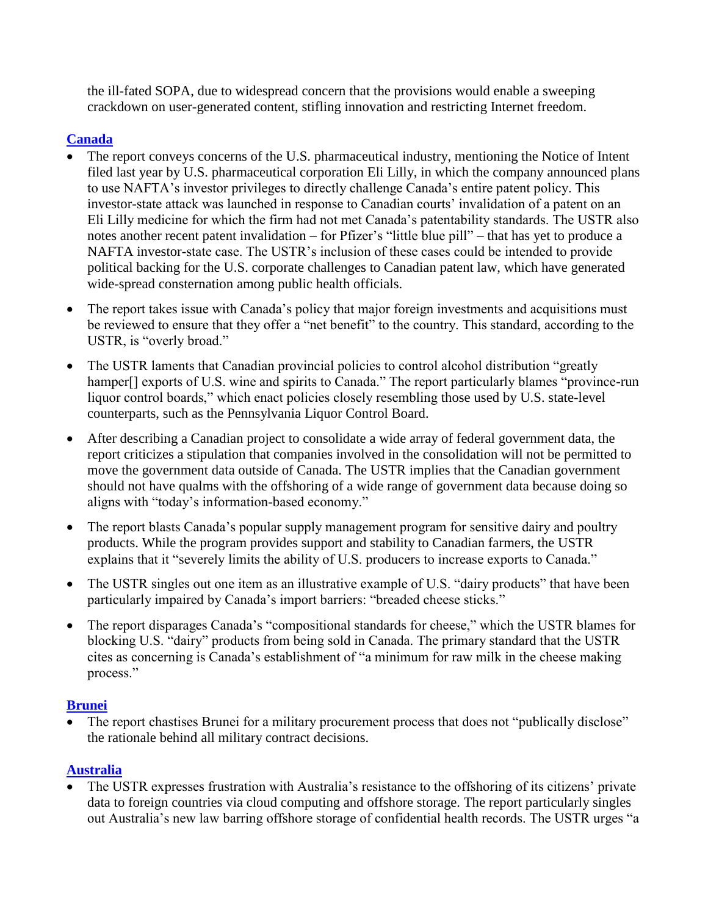the ill-fated SOPA, due to widespread concern that the provisions would enable a sweeping crackdown on user-generated content, stifling innovation and restricting Internet freedom.

## Canada

- The report conveys concerns of the U.S. pharmaceutical industry, mentioning the Notice of Intent filed last year by U.S. pharmaceutical corporation Eli Lilly, in which the company announced plans to use NAFTA's investor privileges to directly challenge Canada's entire patent policy. This investor-state attack was launched in response to Canadian courts' invalidation of a patent on an Eli Lilly medicine for which the firm had not met Canada's patentability standards. The USTR also notes another recent patent invalidation – for Pfizer's "little blue pill" – that has yet to produce a NAFTA investor-state case. The USTR's inclusion of these cases could be intended to provide political backing for the U.S. corporate challenges to Canadian patent law, which have generated wide-spread consternation among public health officials.

- The report takes issue with Canada's policy that major foreign investments and acquisitions must be reviewed to ensure that they offer a "net benefit" to the country. This standard, according to the USTR, is "overly broad."

- The USTR laments that Canadian provincial policies to control alcohol distribution "greatly hamper[] exports of U.S. wine and spirits to Canada." The report particularly blames "province-run liquor control boards," which enact policies closely resembling those used by U.S. state-level counterparts, such as the Pennsylvania Liquor Control Board.

- After describing a Canadian project to consolidate a wide array of federal government data, the report criticizes a stipulation that companies involved in the consolidation will not be permitted to move the government data outside of Canada. The USTR implies that the Canadian government should not have qualms with the offshoring of a wide range of government data because doing so aligns with "today's information-based economy."

- The report blasts Canada's popular supply management program for sensitive dairy and poultry products. While the program provides support and stability to Canadian farmers, the USTR explains that it "severely limits the ability of U.S. producers to increase exports to Canada."

- The USTR singles out one item as an illustrative example of U.S. "dairy products" that have been particularly impaired by Canada's import barriers: "breaded cheese sticks."

- The report disparages Canada's "compositional standards for cheese," which the USTR blames for blocking U.S. "dairy" products from being sold in Canada. The primary standard that the USTR cites as concerning is Canada's establishment of "a minimum for raw milk in the cheese making process."

## Brunei

- The report chastises Brunei for a military procurement process that does not "publically disclose" the rationale behind all military contract decisions.

## Australia

- The USTR expresses frustration with Australia's resistance to the offshoring of its citizens' private data to foreign countries via cloud computing and offshore storage. The report particularly singles out Australia's new law barring offshore storage of confidential health records. The USTR urges "a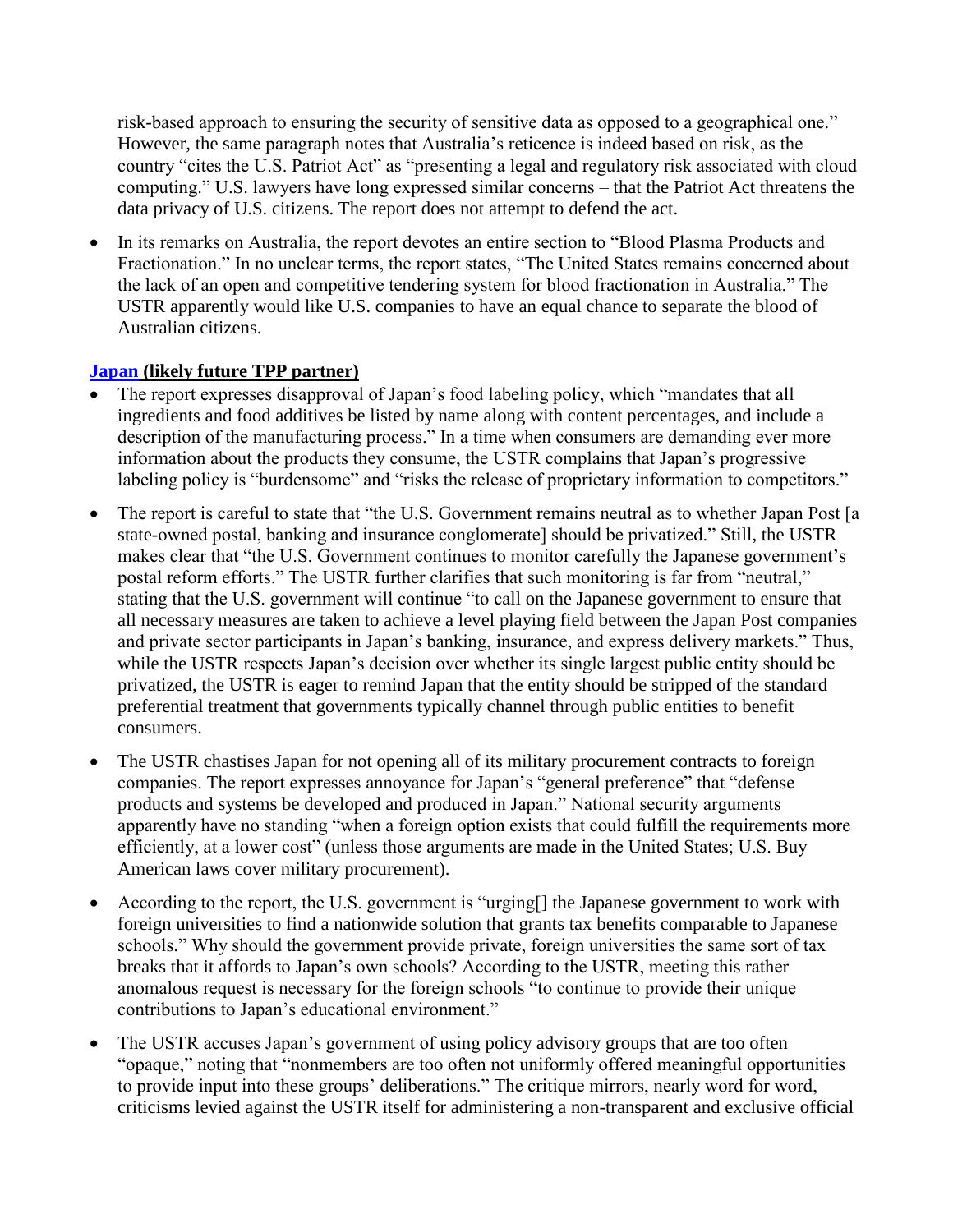risk-based approach to ensuring the security of sensitive data as opposed to a geographical one." However, the same paragraph notes that Australia's reticence is indeed based on risk, as the country "cites the U.S. Patriot Act" as "presenting a legal and regulatory risk associated with cloud computing." U.S. lawyers have long expressed similar concerns – that the Patriot Act threatens the data privacy of U.S. citizens. The report does not attempt to defend the act.

- In its remarks on Australia, the report devotes an entire section to "Blood Plasma Products and Fractionation." In no unclear terms, the report states, "The United States remains concerned about the lack of an open and competitive tendering system for blood fractionation in Australia." The USTR apparently would like U.S. companies to have an equal chance to separate the blood of Australian citizens.

### **Japan (likely future TPP partner)**

- The report expresses disapproval of Japan's food labeling policy, which "mandates that all ingredients and food additives be listed by name along with content percentages, and include a description of the manufacturing process." In a time when consumers are demanding ever more information about the products they consume, the USTR complains that Japan's progressive labeling policy is "burdensome" and "risks the release of proprietary information to competitors."
- The report is careful to state that "the U.S. Government remains neutral as to whether Japan Post [a state-owned postal, banking and insurance conglomerate] should be privatized." Still, the USTR makes clear that "the U.S. Government continues to monitor carefully the Japanese government's postal reform efforts." The USTR further clarifies that such monitoring is far from "neutral," stating that the U.S. government will continue "to call on the Japanese government to ensure that all necessary measures are taken to achieve a level playing field between the Japan Post companies and private sector participants in Japan's banking, insurance, and express delivery markets." Thus, while the USTR respects Japan's decision over whether its single largest public entity should be privatized, the USTR is eager to remind Japan that the entity should be stripped of the standard preferential treatment that governments typically channel through public entities to benefit consumers.
- The USTR chastises Japan for not opening all of its military procurement contracts to foreign companies. The report expresses annoyance for Japan's "general preference" that "defense products and systems be developed and produced in Japan." National security arguments apparently have no standing "when a foreign option exists that could fulfill the requirements more efficiently, at a lower cost" (unless those arguments are made in the United States; U.S. Buy American laws cover military procurement).
- According to the report, the U.S. government is "urging[] the Japanese government to work with foreign universities to find a nationwide solution that grants tax benefits comparable to Japanese schools." Why should the government provide private, foreign universities the same sort of tax breaks that it affords to Japan's own schools? According to the USTR, meeting this rather anomalous request is necessary for the foreign schools "to continue to provide their unique contributions to Japan's educational environment."
- The USTR accuses Japan's government of using policy advisory groups that are too often "opaque," noting that "nonmembers are too often not uniformly offered meaningful opportunities to provide input into these groups' deliberations." The critique mirrors, nearly word for word, criticisms levied against the USTR itself for administering a non-transparent and exclusive official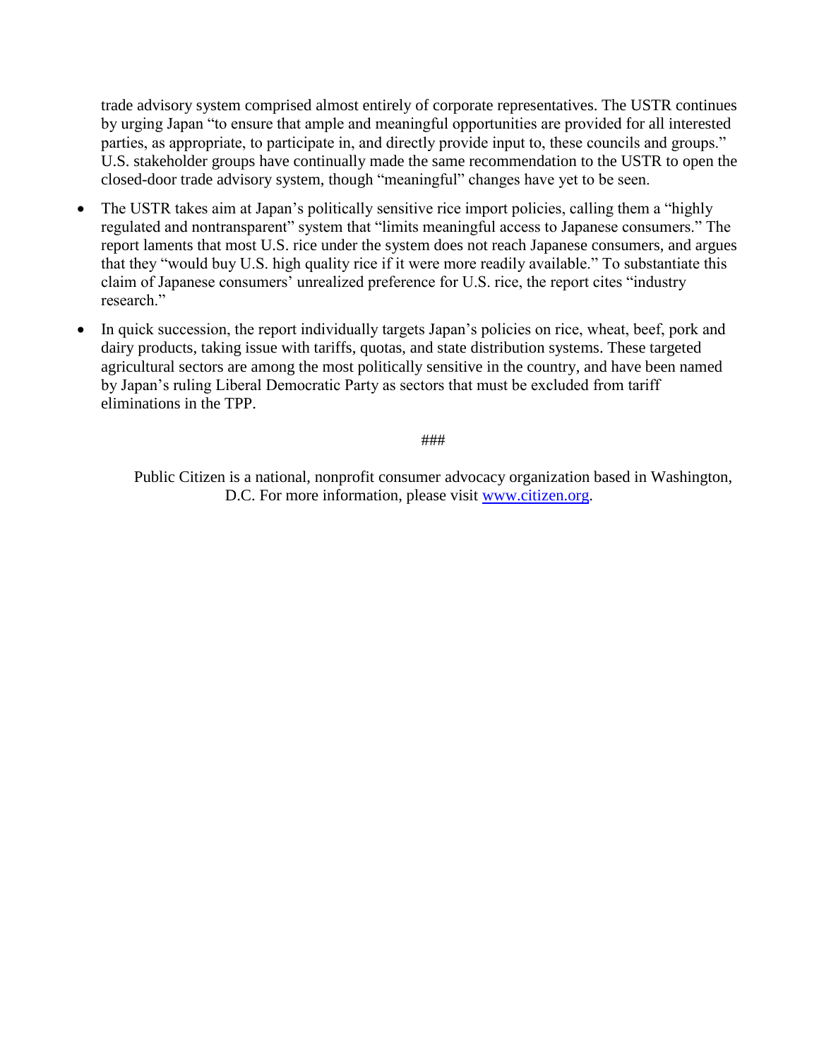trade advisory system comprised almost entirely of corporate representatives. The USTR continues by urging Japan "to ensure that ample and meaningful opportunities are provided for all interested parties, as appropriate, to participate in, and directly provide input to, these councils and groups." U.S. stakeholder groups have continually made the same recommendation to the USTR to open the closed-door trade advisory system, though "meaningful" changes have yet to be seen.

- The USTR takes aim at Japan's politically sensitive rice import policies, calling them a "highly regulated and nontransparent" system that "limits meaningful access to Japanese consumers." The report laments that most U.S. rice under the system does not reach Japanese consumers, and argues that they "would buy U.S. high quality rice if it were more readily available." To substantiate this claim of Japanese consumers' unrealized preference for U.S. rice, the report cites "industry research."
- In quick succession, the report individually targets Japan's policies on rice, wheat, beef, pork and dairy products, taking issue with tariffs, quotas, and state distribution systems. These targeted agricultural sectors are among the most politically sensitive in the country, and have been named by Japan's ruling Liberal Democratic Party as sectors that must be excluded from tariff eliminations in the TPP.

###

Public Citizen is a national, nonprofit consumer advocacy organization based in Washington, D.C. For more information, please visit [www.citizen.org](http://www.citizen.org).